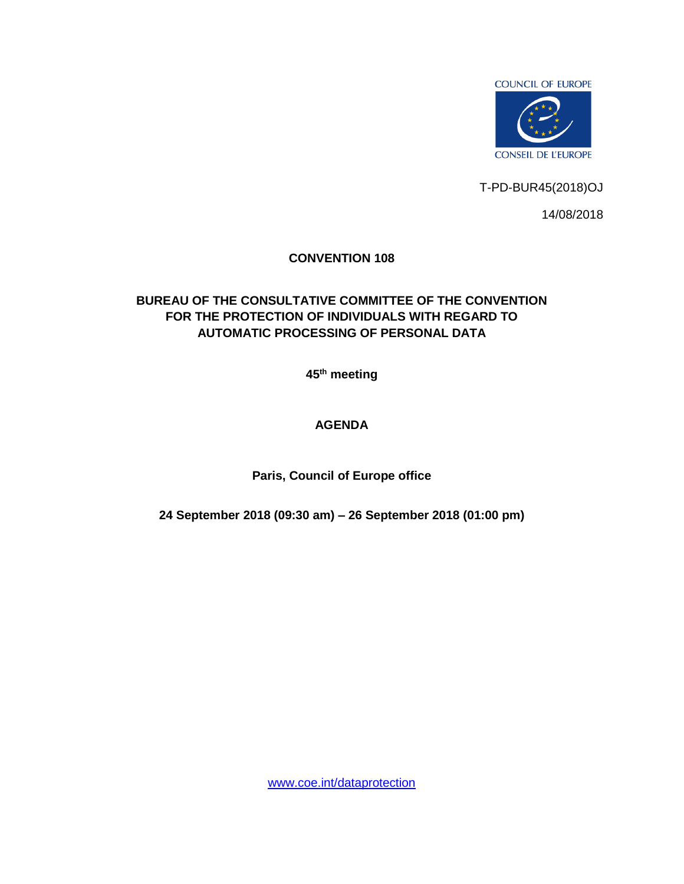COUNCIL OF EUROPE

CONSEIL DE L'EUROPE

T-PD-BUR45(2018)OJ

14/08/2018

**CONVENTION 108**

**BUREAU OF THE CONSULTATIVE COMMITTEE OF THE CONVENTION FOR THE PROTECTION OF INDIVIDUALS WITH REGARD TO AUTOMATIC PROCESSING OF PERSONAL DATA**

**45th meeting**

# AGENDA

**Paris, Council of Europe office**

**24 September 2018 (09:30 am) – 26 September 2018 (01:00 pm)**

www.coe.int/dataprotection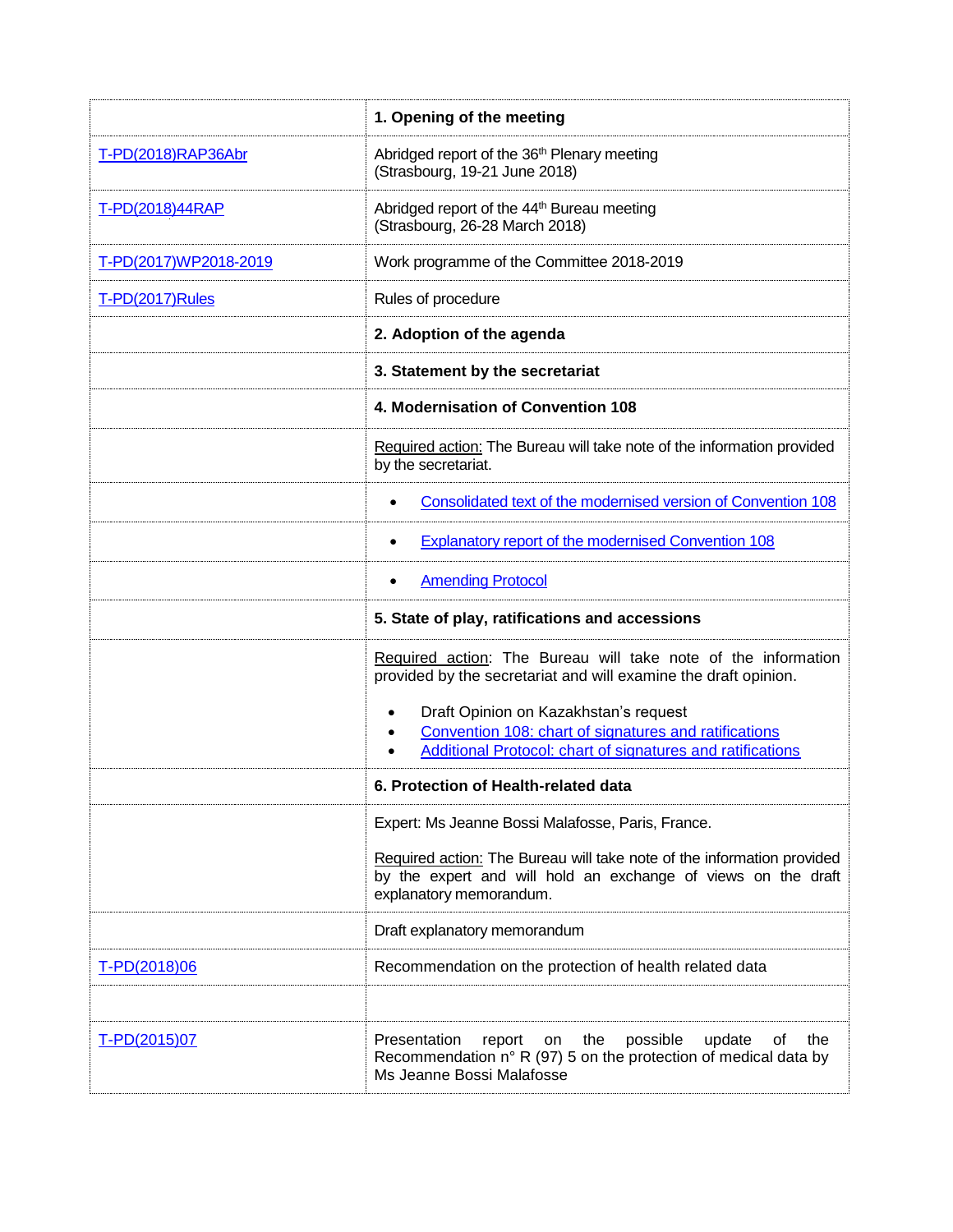| | |
|---|---|
| | **1. Opening of the meeting** |
| T-PD(2018)RAP36Abr | Abridged report of the 36th Plenary meeting (Strasbourg, 19-21 June 2018) |
| T-PD(2018)44RAP | Abridged report of the 44th Bureau meeting (Strasbourg, 26-28 March 2018) |
| T-PD(2017)WP2018-2019 | Work programme of the Committee 2018-2019 |
| T-PD(2017)Rules | Rules of procedure |
| | **2. Adoption of the agenda** |
| | **3. Statement by the secretariat** |
| | **4. Modernisation of Convention 108** |
| | Required action: The Bureau will take note of the information provided by the secretariat. |
| | • Consolidated text of the modernised version of Convention 108 |
| | • Explanatory report of the modernised Convention 108 |
| | • Amending Protocol |
| | **5. State of play, ratifications and accessions** |
| | Required action: The Bureau will take note of the information provided by the secretariat and will examine the draft opinion.<br>• Draft Opinion on Kazakhstan's request<br>• Convention 108: chart of signatures and ratifications<br>• Additional Protocol: chart of signatures and ratifications |
| | **6. Protection of Health-related data** |
| | Expert: Ms Jeanne Bossi Malafosse, Paris, France.<br>Required action: The Bureau will take note of the information provided by the expert and will hold an exchange of views on the draft explanatory memorandum. |
| | Draft explanatory memorandum |
| T-PD(2018)06 | Recommendation on the protection of health related data |
| | |
| T-PD(2015)07 | Presentation report on the possible update of the Recommendation n° R (97) 5 on the protection of medical data by Ms Jeanne Bossi Malafosse |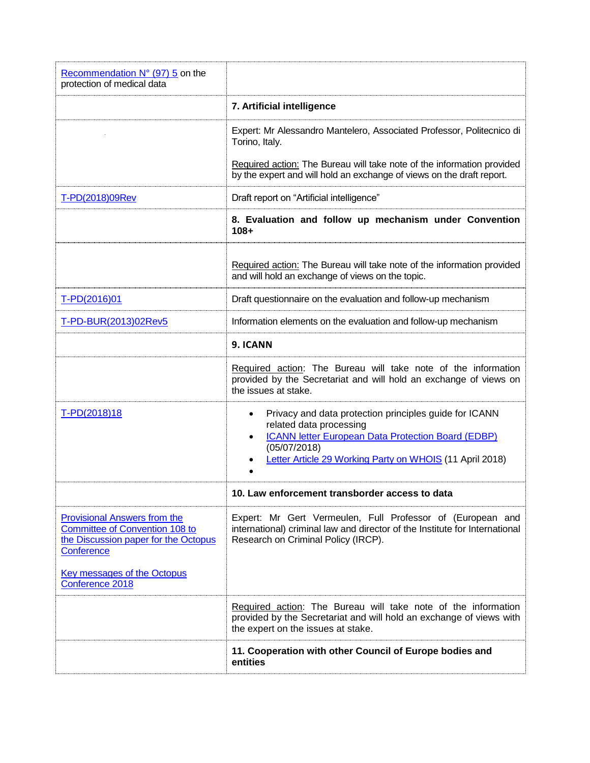| | |
|---|---|
| Recommendation N° (97) 5 on the protection of medical data | |
| | **7. Artificial intelligence** |
| | Expert: Mr Alessandro Mantelero, Associated Professor, Politecnico di Torino, Italy.<br><br>Required action: The Bureau will take note of the information provided by the expert and will hold an exchange of views on the draft report. |
| T-PD(2018)09Rev | Draft report on "Artificial intelligence" |
| | **8. Evaluation and follow up mechanism under Convention 108+** |
| | Required action: The Bureau will take note of the information provided and will hold an exchange of views on the topic. |
| T-PD(2016)01 | Draft questionnaire on the evaluation and follow-up mechanism |
| T-PD-BUR(2013)02Rev5 | Information elements on the evaluation and follow-up mechanism |
| | **9. ICANN** |
| | Required action: The Bureau will take note of the information provided by the Secretariat and will hold an exchange of views on the issues at stake. |
| T-PD(2018)18 | • Privacy and data protection principles guide for ICANN related data processing<br>• ICANN letter European Data Protection Board (EDBP) (05/07/2018)<br>• Letter Article 29 Working Party on WHOIS (11 April 2018)<br>• |
| | **10. Law enforcement transborder access to data** |
| Provisional Answers from the Committee of Convention 108 to the Discussion paper for the Octopus Conference<br><br>Key messages of the Octopus Conference 2018 | Expert: Mr Gert Vermeulen, Full Professor of (European and international) criminal law and director of the Institute for International Research on Criminal Policy (IRCP). |
| | Required action: The Bureau will take note of the information provided by the Secretariat and will hold an exchange of views with the expert on the issues at stake. |
| | **11. Cooperation with other Council of Europe bodies and entities** |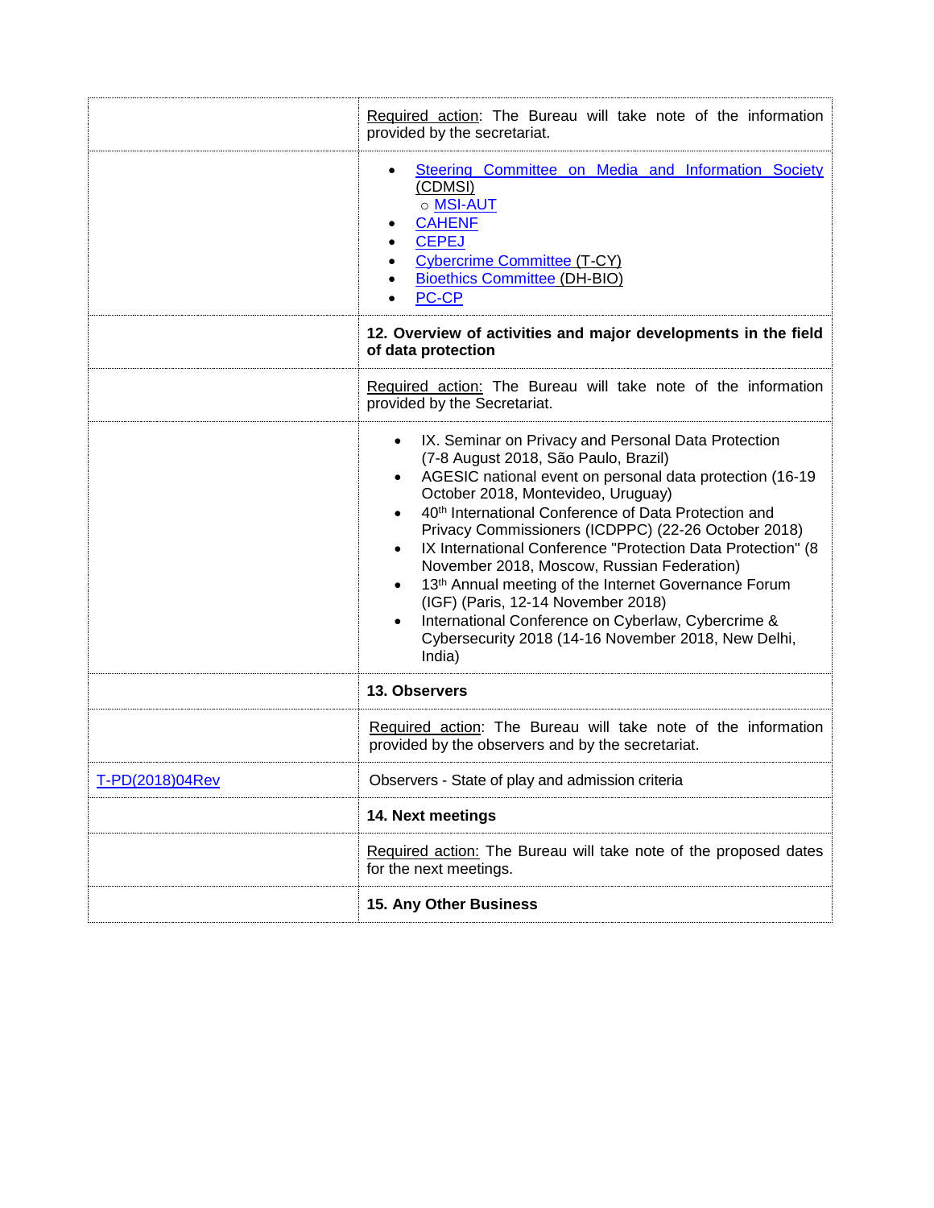| | |
|---|---|
| | Required action: The Bureau will take note of the information provided by the secretariat. |
| | <ul><li>Steering Committee on Media and Information Society (CDMSI)<br>○ MSI-AUT</li><li>CAHENF</li><li>CEPEJ</li><li>Cybercrime Committee (T-CY)</li><li>Bioethics Committee (DH-BIO)</li><li>PC-CP</li></ul> |
| | **12. Overview of activities and major developments in the field of data protection** |
| | Required action: The Bureau will take note of the information provided by the Secretariat. |
| | <ul><li>IX. Seminar on Privacy and Personal Data Protection (7-8 August 2018, São Paulo, Brazil)</li><li>AGESIC national event on personal data protection (16-19 October 2018, Montevideo, Uruguay)</li><li>40th International Conference of Data Protection and Privacy Commissioners (ICDPPC) (22-26 October 2018)</li><li>IX International Conference "Protection Data Protection" (8 November 2018, Moscow, Russian Federation)</li><li>13th Annual meeting of the Internet Governance Forum (IGF) (Paris, 12-14 November 2018)</li><li>International Conference on Cyberlaw, Cybercrime & Cybersecurity 2018 (14-16 November 2018, New Delhi, India)</li></ul> |
| | **13. Observers** |
| | Required action: The Bureau will take note of the information provided by the observers and by the secretariat. |
| T-PD(2018)04Rev | Observers - State of play and admission criteria |
| | **14. Next meetings** |
| | Required action: The Bureau will take note of the proposed dates for the next meetings. |
| | **15. Any Other Business** |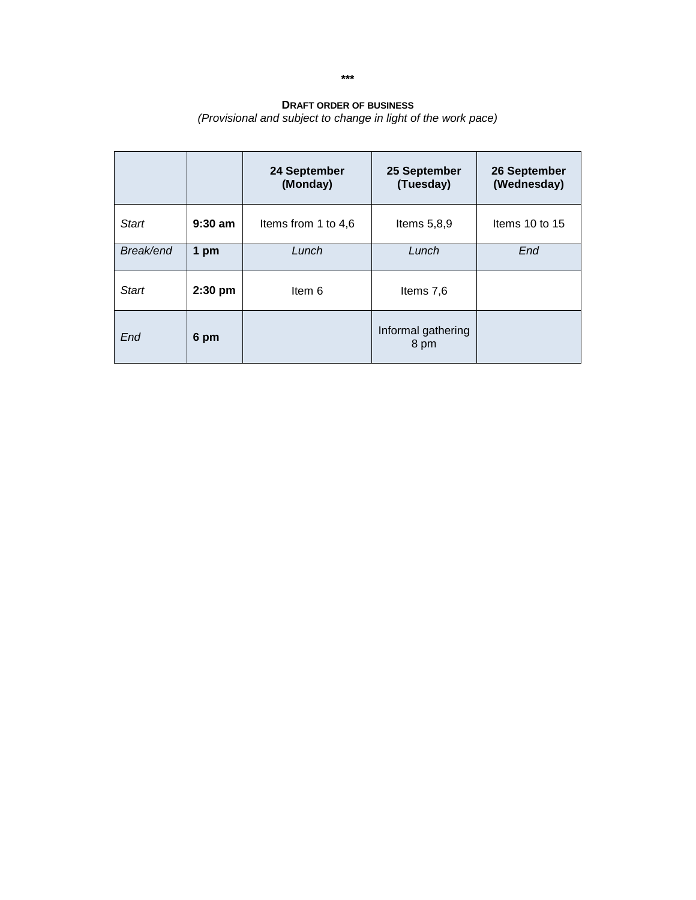***

**DRAFT ORDER OF BUSINESS**

*(Provisional and subject to change in light of the work pace)*

| | | 24 September (Monday) | 25 September (Tuesday) | 26 September (Wednesday) |
|---|---|---|---|---|
| *Start* | **9:30 am** | Items from 1 to 4,6 | Items 5,8,9 | Items 10 to 15 |
| *Break/end* | **1 pm** | *Lunch* | *Lunch* | *End* |
| *Start* | **2:30 pm** | Item 6 | Items 7,6 | |
| *End* | **6 pm** | | Informal gathering 8 pm | |